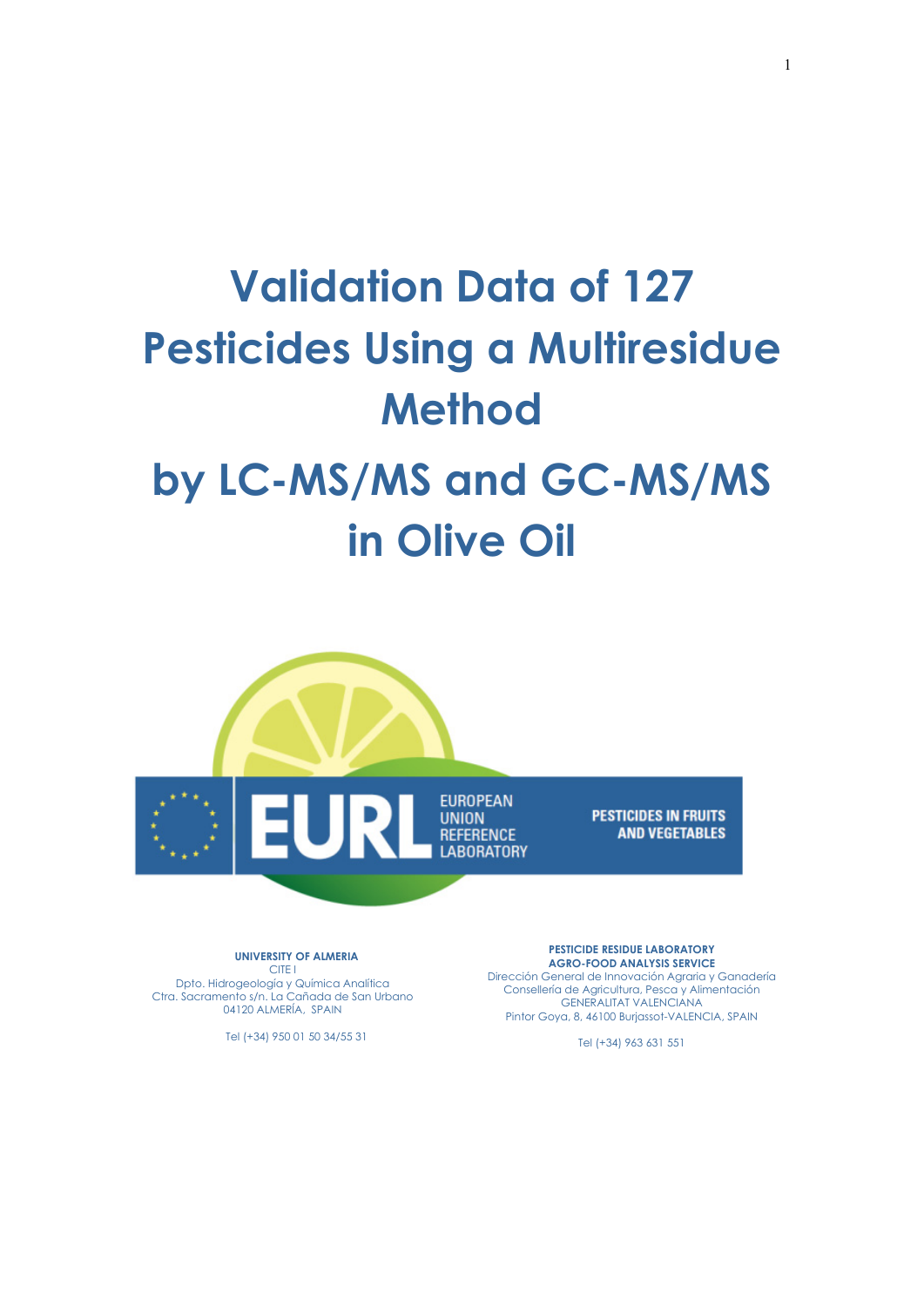# Validation Data of 127 Pesticides Using a Multiresidue Method

# by LC-MS/MS and GC-MS/MS in Olive Oil

EUROPEAN UNION REFERENCE LABORATORY

PESTICIDES IN FRUITS AND VEGETABLES

**UNIVERSITY OF ALMERIA**
CITE I
Dpto. Hidrogeología y Química Analítica
Ctra. Sacramento s/n. La Cañada de San Urbano
04120 ALMERÍA, SPAIN

Tel (+34) 950 01 50 34/55 31

**PESTICIDE RESIDUE LABORATORY**
**AGRO-FOOD ANALYSIS SERVICE**
Dirección General de Innovación Agraria y Ganadería
Consellería de Agricultura, Pesca y Alimentación
GENERALITAT VALENCIANA
Pintor Goya, 8, 46100 Burjassot-VALENCIA, SPAIN

Tel (+34) 963 631 551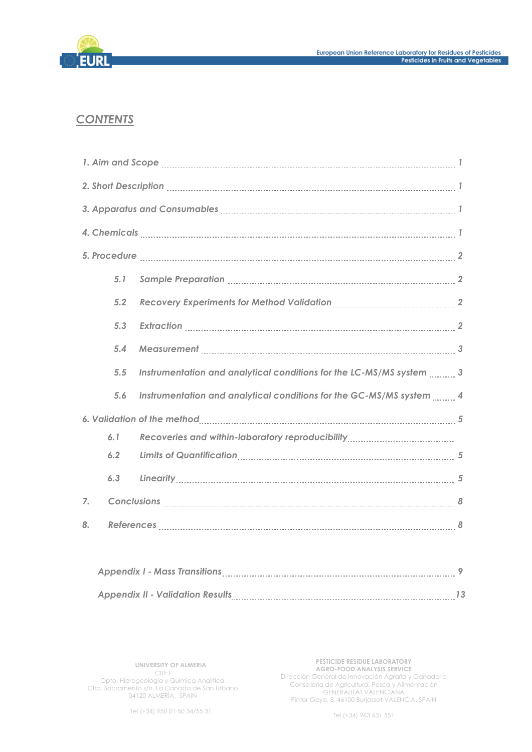# CONTENTS

| | |
|---|---|
| *1. Aim and Scope* | *1* |
| *2. Short Description* | *1* |
| *3. Apparatus and Consumables* | *1* |
| *4. Chemicals* | *1* |
| *5. Procedure* | *2* |
| *5.1 Sample Preparation* | *2* |
| *5.2 Recovery Experiments for Method Validation* | *2* |
| *5.3 Extraction* | *2* |
| *5.4 Measurement* | *3* |
| *5.5 Instrumentation and analytical conditions for the LC-MS/MS system* | *3* |
| *5.6 Instrumentation and analytical conditions for the GC-MS/MS system* | *4* |
| *6. Validation of the method* | *5* |
| *6.1 Recoveries and within-laboratory reproducibility* | |
| *6.2 Limits of Quantification* | *5* |
| *6.3 Linearity* | *5* |
| *7. Conclusions* | *8* |
| *8. References* | *8* |
| *Appendix I - Mass Transitions* | *9* |
| *Appendix II - Validation Results* | *13* |

UNIVERSITY OF ALMERIA
CITE I
Dpto. Hidrogeología y Química Analítica
Ctra. Sacramento s/n. La Cañada de San Urbano
04120 ALMERÍA, SPAIN

Tel (+34) 950 01 50 34/55 31

PESTICIDE RESIDUE LABORATORY
AGRO-FOOD ANALYSIS SERVICE
Dirección General de Innovación Agraria y Ganadería
Consellería de Agricultura, Pesca y Alimentación
GENERALITAT VALENCIANA
Pintor Goya, 8, 46100 Burjassot-VALENCIA, SPAIN

Tel (+34) 963 631 551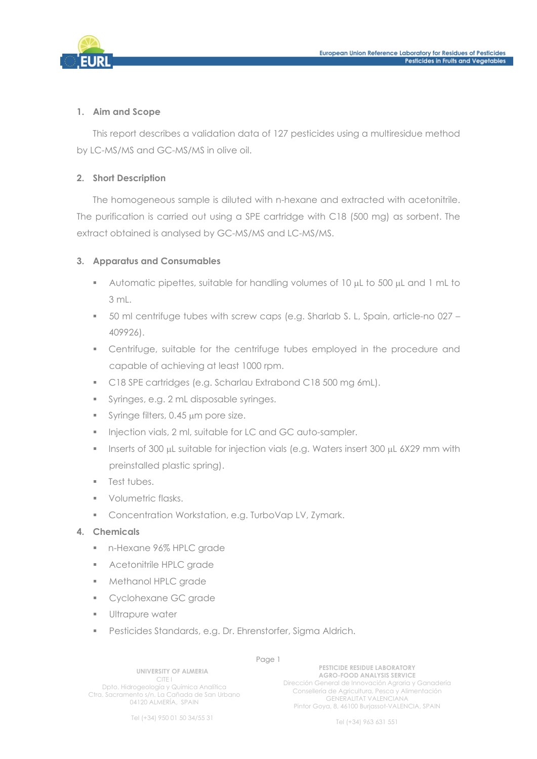## 1. Aim and Scope

This report describes a validation data of 127 pesticides using a multiresidue method by LC-MS/MS and GC-MS/MS in olive oil.

## 2. Short Description

The homogeneous sample is diluted with n-hexane and extracted with acetonitrile. The purification is carried out using a SPE cartridge with C18 (500 mg) as sorbent. The extract obtained is analysed by GC-MS/MS and LC-MS/MS.

## 3. Apparatus and Consumables

- Automatic pipettes, suitable for handling volumes of 10 µL to 500 µL and 1 mL to 3 mL.
- 50 ml centrifuge tubes with screw caps (e.g. Sharlab S. L, Spain, article-no 027 – 409926).
- Centrifuge, suitable for the centrifuge tubes employed in the procedure and capable of achieving at least 1000 rpm.
- C18 SPE cartridges (e.g. Scharlau Extrabond C18 500 mg 6mL).
- Syringes, e.g. 2 mL disposable syringes.
- Syringe filters, 0.45 µm pore size.
- Injection vials, 2 ml, suitable for LC and GC auto-sampler.
- Inserts of 300 µL suitable for injection vials (e.g. Waters insert 300 µL 6X29 mm with preinstalled plastic spring).
- Test tubes.
- Volumetric flasks.
- Concentration Workstation, e.g. TurboVap LV, Zymark.

## 4. Chemicals

- n-Hexane 96% HPLC grade
- Acetonitrile HPLC grade
- Methanol HPLC grade
- Cyclohexane GC grade
- Ultrapure water
- Pesticides Standards, e.g. Dr. Ehrenstorfer, Sigma Aldrich.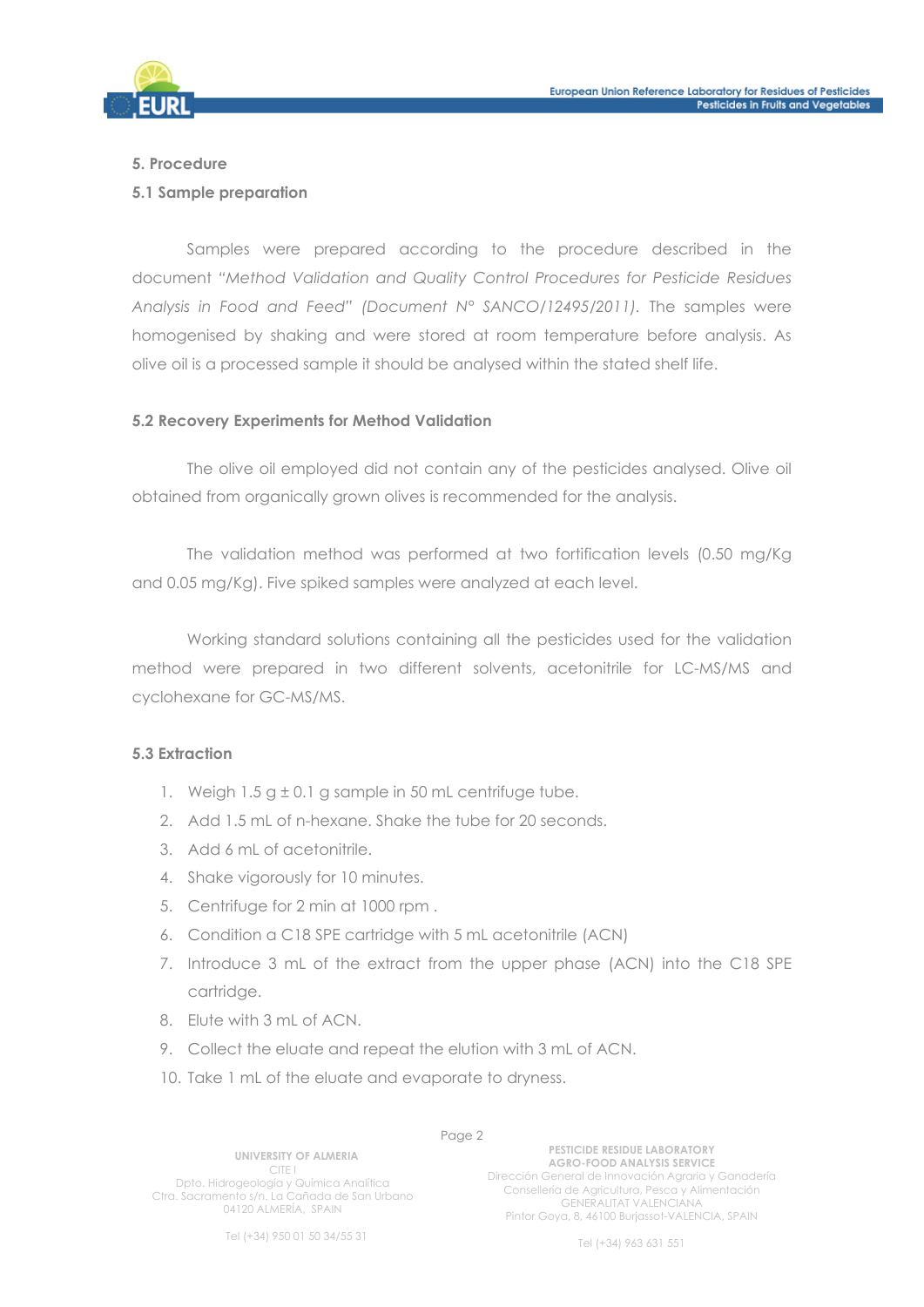## 5. Procedure

### 5.1 Sample preparation

Samples were prepared according to the procedure described in the document *"Method Validation and Quality Control Procedures for Pesticide Residues Analysis in Food and Feed" (Document N° SANCO/12495/2011)*. The samples were homogenised by shaking and were stored at room temperature before analysis. As olive oil is a processed sample it should be analysed within the stated shelf life.

### 5.2 Recovery Experiments for Method Validation

The olive oil employed did not contain any of the pesticides analysed. Olive oil obtained from organically grown olives is recommended for the analysis.

The validation method was performed at two fortification levels (0.50 mg/Kg and 0.05 mg/Kg). Five spiked samples were analyzed at each level.

Working standard solutions containing all the pesticides used for the validation method were prepared in two different solvents, acetonitrile for LC-MS/MS and cyclohexane for GC-MS/MS.

### 5.3 Extraction

1. Weigh 1.5 g ± 0.1 g sample in 50 mL centrifuge tube.
2. Add 1.5 mL of n-hexane. Shake the tube for 20 seconds.
3. Add 6 mL of acetonitrile.
4. Shake vigorously for 10 minutes.
5. Centrifuge for 2 min at 1000 rpm .
6. Condition a C18 SPE cartridge with 5 mL acetonitrile (ACN)
7. Introduce 3 mL of the extract from the upper phase (ACN) into the C18 SPE cartridge.
8. Elute with 3 mL of ACN.
9. Collect the eluate and repeat the elution with 3 mL of ACN.
10. Take 1 mL of the eluate and evaporate to dryness.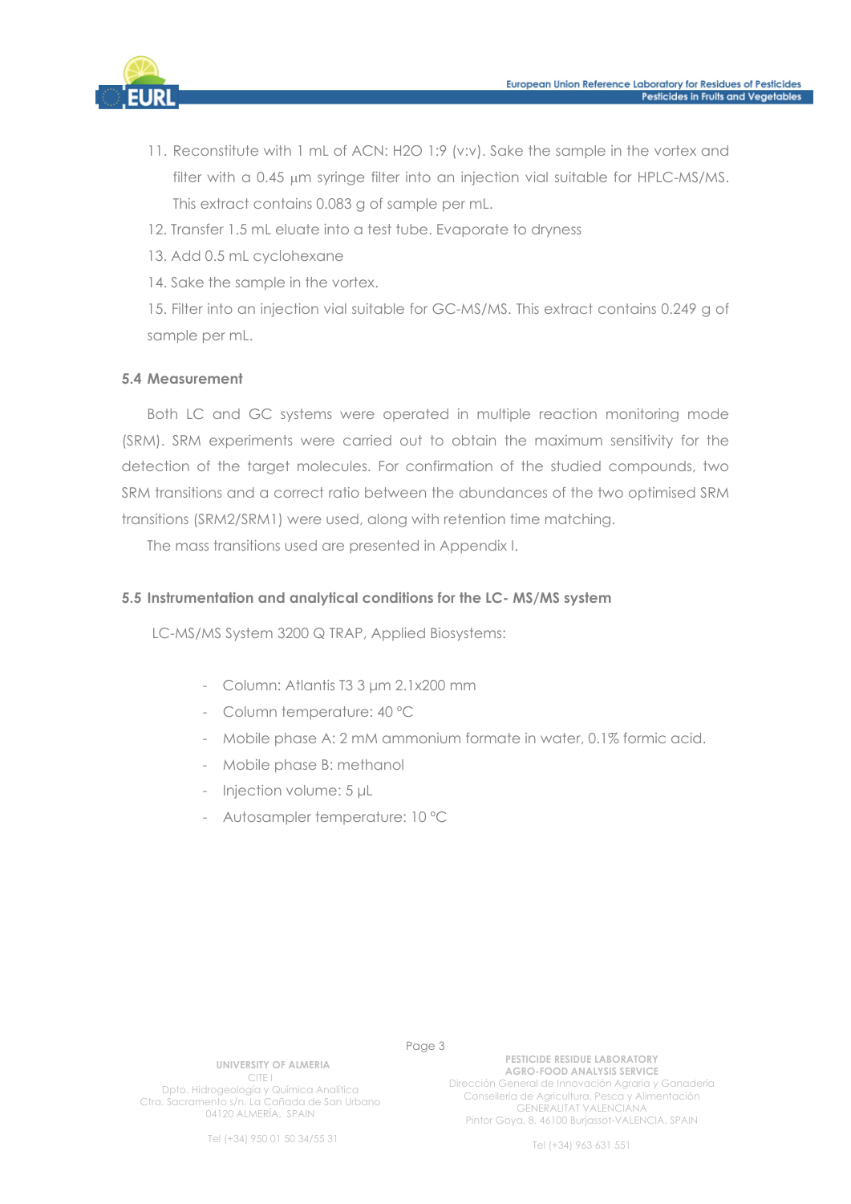11. Reconstitute with 1 mL of ACN: H2O 1:9 (v:v). Sake the sample in the vortex and filter with a 0.45 µm syringe filter into an injection vial suitable for HPLC-MS/MS. This extract contains 0.083 g of sample per mL.
12. Transfer 1.5 mL eluate into a test tube. Evaporate to dryness
13. Add 0.5 mL cyclohexane
14. Sake the sample in the vortex.
15. Filter into an injection vial suitable for GC-MS/MS. This extract contains 0.249 g of sample per mL.

### 5.4 Measurement

Both LC and GC systems were operated in multiple reaction monitoring mode (SRM). SRM experiments were carried out to obtain the maximum sensitivity for the detection of the target molecules. For confirmation of the studied compounds, two SRM transitions and a correct ratio between the abundances of the two optimised SRM transitions (SRM2/SRM1) were used, along with retention time matching.

The mass transitions used are presented in Appendix I.

### 5.5 Instrumentation and analytical conditions for the LC- MS/MS system

LC-MS/MS System 3200 Q TRAP, Applied Biosystems:

- Column: Atlantis T3 3 µm 2.1x200 mm
- Column temperature: 40 °C
- Mobile phase A: 2 mM ammonium formate in water, 0.1% formic acid.
- Mobile phase B: methanol
- Injection volume: 5 µL
- Autosampler temperature: 10 °C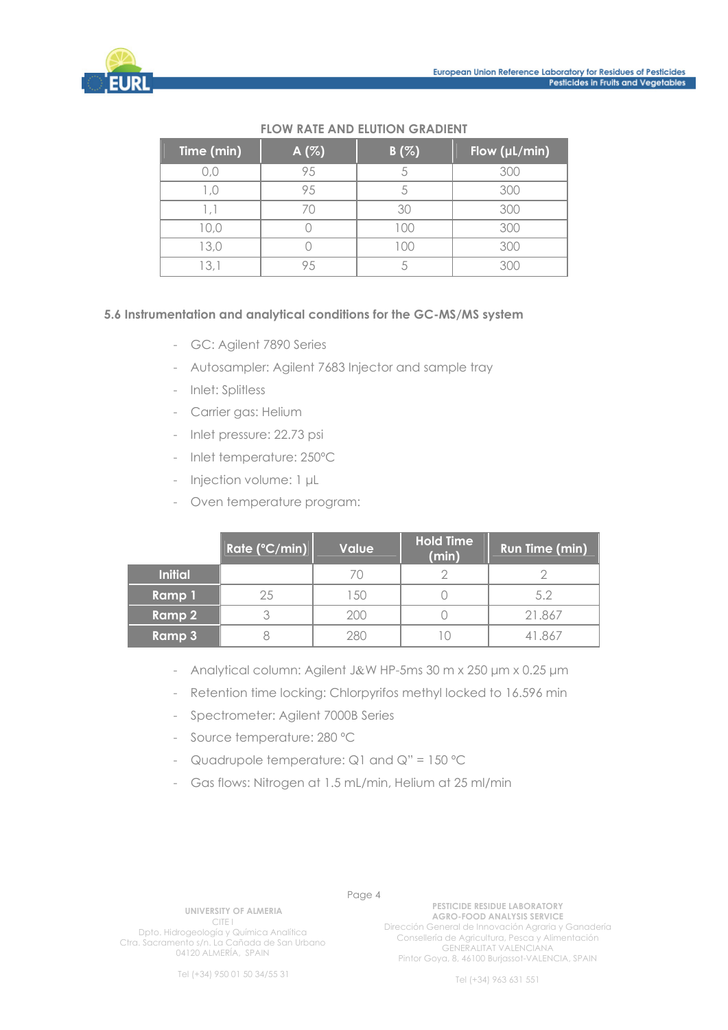**FLOW RATE AND ELUTION GRADIENT**

| Time (min) | A (%) | B (%) | Flow (µL/min) |
|---|---|---|---|
| 0,0 | 95 | 5 | 300 |
| 1,0 | 95 | 5 | 300 |
| 1,1 | 70 | 30 | 300 |
| 10,0 | 0 | 100 | 300 |
| 13,0 | 0 | 100 | 300 |
| 13,1 | 95 | 5 | 300 |

### 5.6 Instrumentation and analytical conditions for the GC-MS/MS system

- GC: Agilent 7890 Series
- Autosampler: Agilent 7683 Injector and sample tray
- Inlet: Splitless
- Carrier gas: Helium
- Inlet pressure: 22.73 psi
- Inlet temperature: 250°C
- Injection volume: 1 µL
- Oven temperature program:

| | Rate (°C/min) | Value | Hold Time (min) | Run Time (min) |
|---|---|---|---|---|
| **Initial** | | 70 | 2 | 2 |
| **Ramp 1** | 25 | 150 | 0 | 5.2 |
| **Ramp 2** | 3 | 200 | 0 | 21.867 |
| **Ramp 3** | 8 | 280 | 10 | 41.867 |

- Analytical column: Agilent J&W HP-5ms 30 m x 250 µm x 0.25 µm
- Retention time locking: Chlorpyrifos methyl locked to 16.596 min
- Spectrometer: Agilent 7000B Series
- Source temperature: 280 °C
- Quadrupole temperature: Q1 and Q" = 150 °C
- Gas flows: Nitrogen at 1.5 mL/min, Helium at 25 ml/min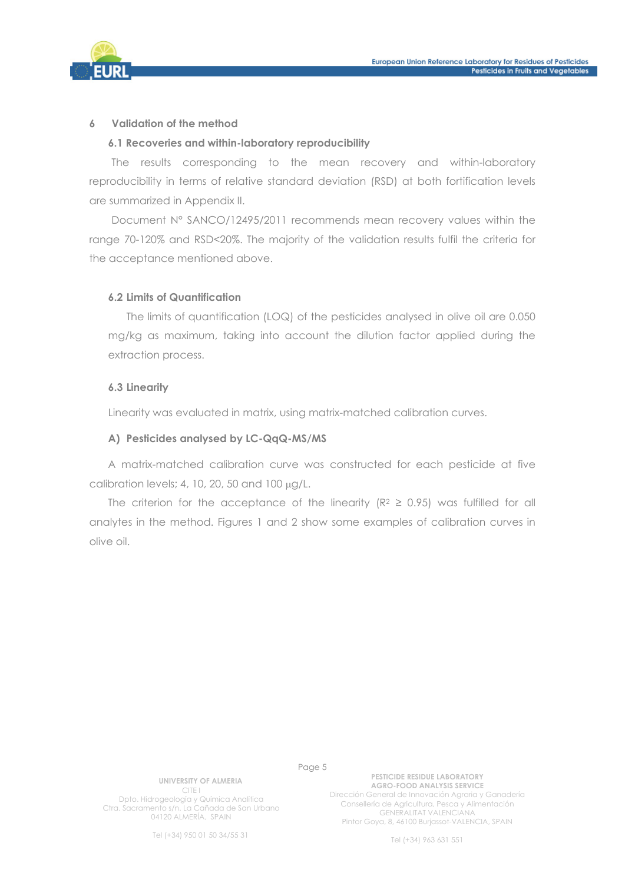## 6 Validation of the method

### 6.1 Recoveries and within-laboratory reproducibility

The results corresponding to the mean recovery and within-laboratory reproducibility in terms of relative standard deviation (RSD) at both fortification levels are summarized in Appendix II.

Document N° SANCO/12495/2011 recommends mean recovery values within the range 70-120% and RSD<20%. The majority of the validation results fulfil the criteria for the acceptance mentioned above.

### 6.2 Limits of Quantification

The limits of quantification (LOQ) of the pesticides analysed in olive oil are 0.050 mg/kg as maximum, taking into account the dilution factor applied during the extraction process.

### 6.3 Linearity

Linearity was evaluated in matrix, using matrix-matched calibration curves.

#### A) Pesticides analysed by LC-QqQ-MS/MS

A matrix-matched calibration curve was constructed for each pesticide at five calibration levels; 4, 10, 20, 50 and 100 μg/L.

The criterion for the acceptance of the linearity ($R^2 \geq 0.95$) was fulfilled for all analytes in the method. Figures 1 and 2 show some examples of calibration curves in olive oil.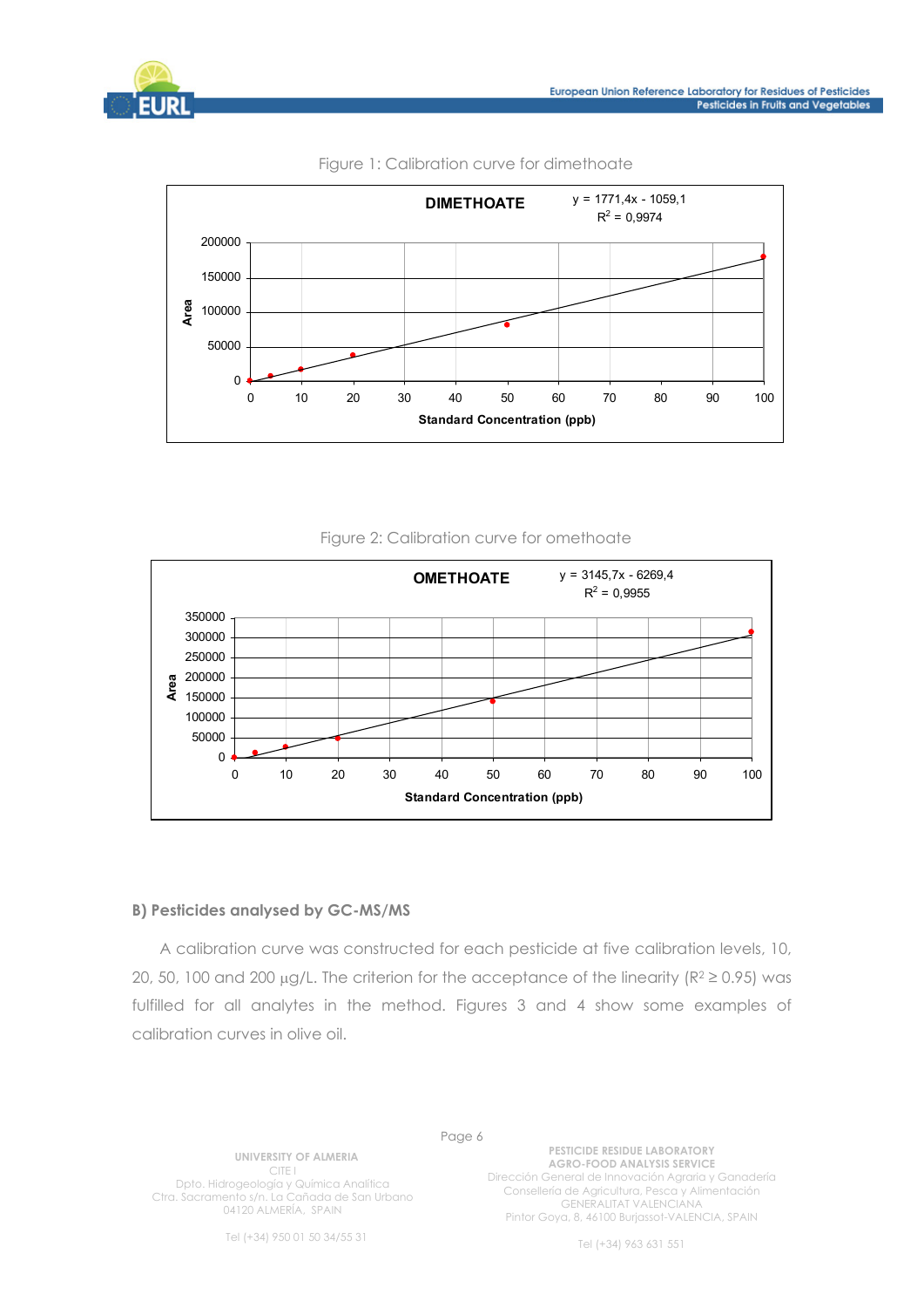Figure 1: Calibration curve for dimethoate

Figure 2: Calibration curve for omethoate

**B) Pesticides analysed by GC-MS/MS**

A calibration curve was constructed for each pesticide at five calibration levels, 10, 20, 50, 100 and 200 µg/L. The criterion for the acceptance of the linearity ($R^2 \geq 0.95$) was fulfilled for all analytes in the method. Figures 3 and 4 show some examples of calibration curves in olive oil.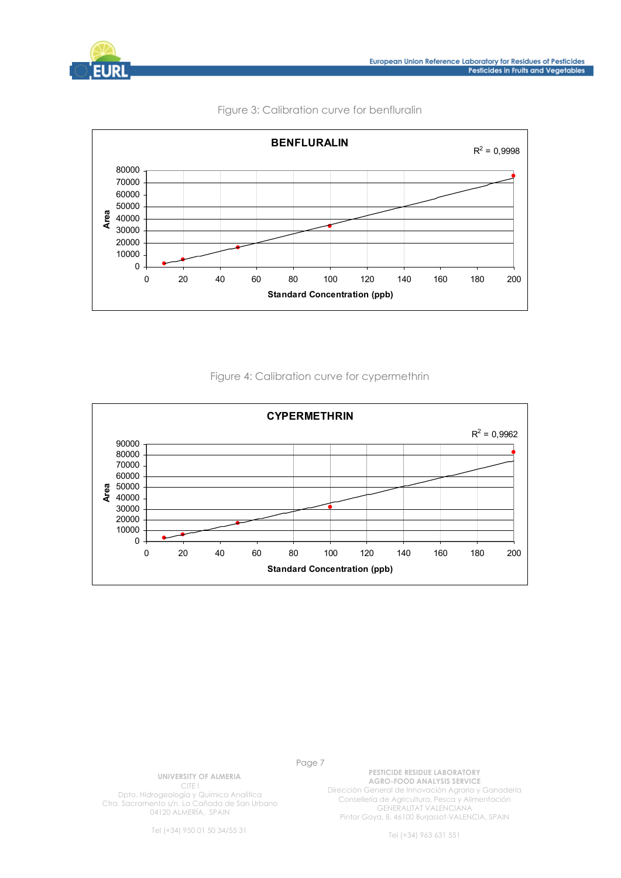Figure 3: Calibration curve for benfluralin

**BENFLURALIN**

$R^2$ = 0,9998

Figure 4: Calibration curve for cypermethrin

**CYPERMETHRIN**

$R^2$ = 0,9962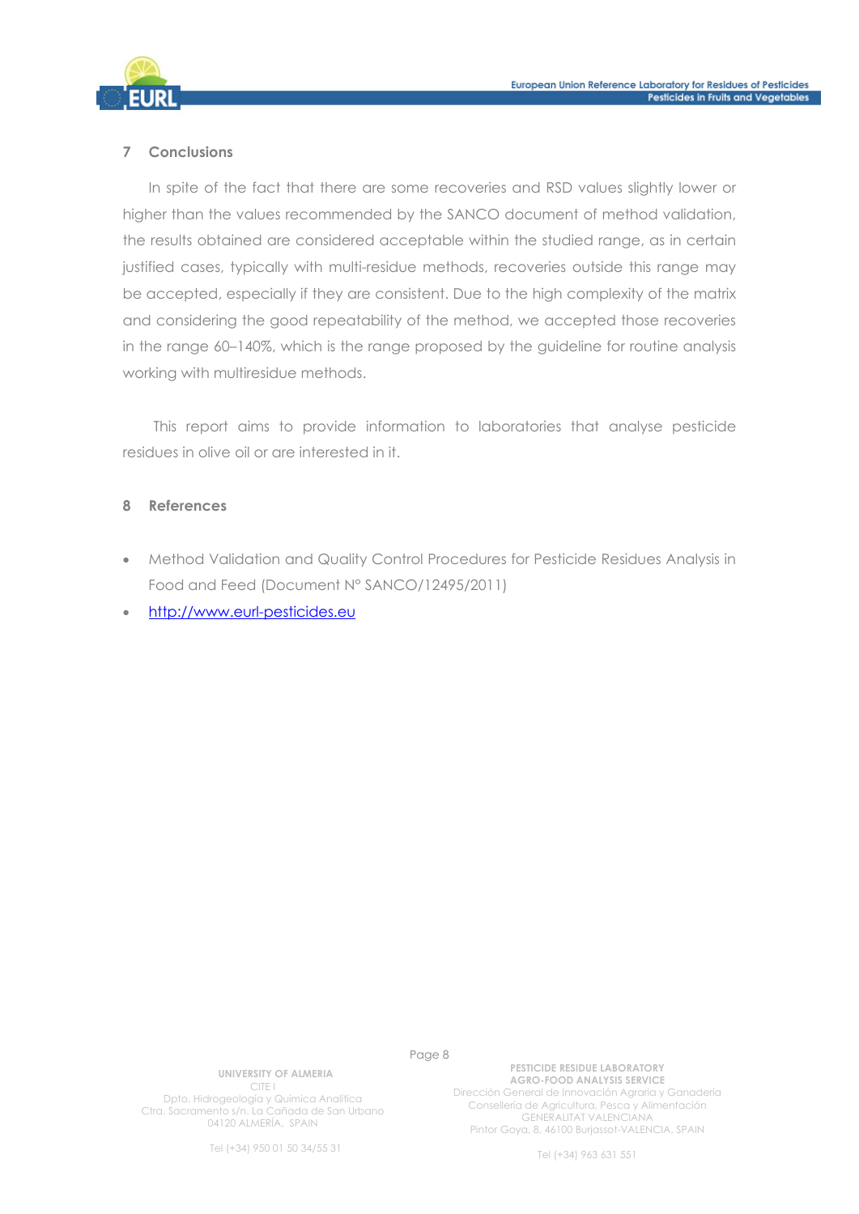## 7 Conclusions

In spite of the fact that there are some recoveries and RSD values slightly lower or higher than the values recommended by the SANCO document of method validation, the results obtained are considered acceptable within the studied range, as in certain justified cases, typically with multi-residue methods, recoveries outside this range may be accepted, especially if they are consistent. Due to the high complexity of the matrix and considering the good repeatability of the method, we accepted those recoveries in the range 60–140%, which is the range proposed by the guideline for routine analysis working with multiresidue methods.

This report aims to provide information to laboratories that analyse pesticide residues in olive oil or are interested in it.

## 8 References

- Method Validation and Quality Control Procedures for Pesticide Residues Analysis in Food and Feed (Document Nº SANCO/12495/2011)
- http://www.eurl-pesticides.eu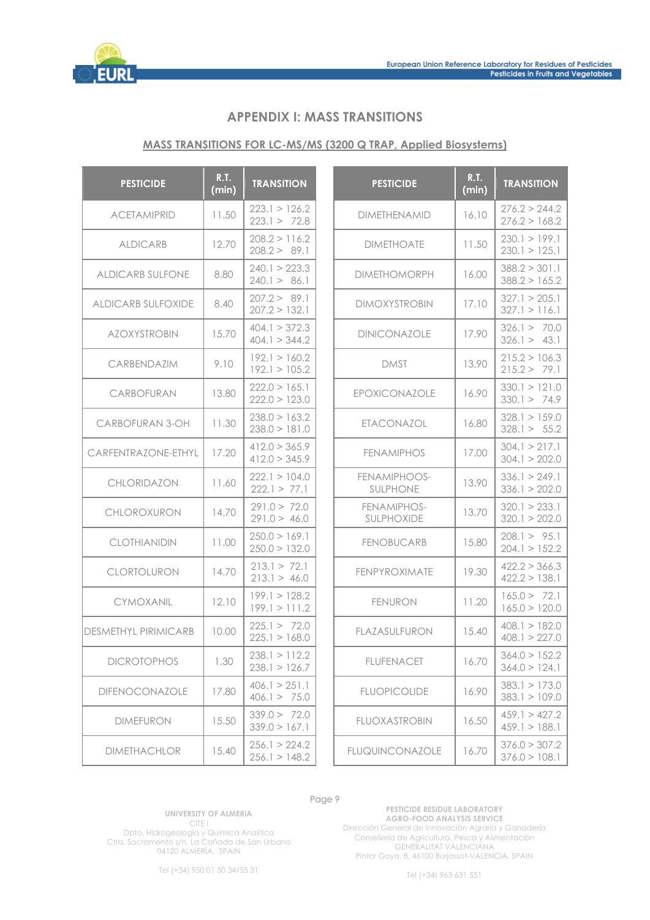## APPENDIX I: MASS TRANSITIONS

**MASS TRANSITIONS FOR LC-MS/MS (3200 Q TRAP, Applied Biosystems)**

| PESTICIDE | R.T. (min) | TRANSITION |
|---|---|---|
| ACETAMIPRID | 11.50 | 223.1 > 126.2<br>223.1 > 72.8 |
| ALDICARB | 12.70 | 208.2 > 116.2<br>208.2 > 89.1 |
| ALDICARB SULFONE | 8.80 | 240.1 > 223.3<br>240.1 > 86.1 |
| ALDICARB SULFOXIDE | 8.40 | 207.2 > 89.1<br>207.2 > 132.1 |
| AZOXYSTROBIN | 15.70 | 404.1 > 372.3<br>404.1 > 344.2 |
| CARBENDAZIM | 9.10 | 192.1 > 160.2<br>192.1 > 105.2 |
| CARBOFURAN | 13.80 | 222.0 > 165.1<br>222.0 > 123.0 |
| CARBOFURAN 3-OH | 11.30 | 238.0 > 163.2<br>238.0 > 181.0 |
| CARFENTRAZONE-ETHYL | 17.20 | 412.0 > 365.9<br>412.0 > 345.9 |
| CHLORIDAZON | 11.60 | 222.1 > 104.0<br>222.1 > 77.1 |
| CHLOROXURON | 14.70 | 291.0 > 72.0<br>291.0 > 46.0 |
| CLOTHIANIDIN | 11.00 | 250.0 > 169.1<br>250.0 > 132.0 |
| CLORTOLURON | 14.70 | 213.1 > 72.1<br>213.1 > 46.0 |
| CYMOXANIL | 12.10 | 199.1 > 128.2<br>199.1 > 111.2 |
| DESMETHYL PIRIMICARB | 10.00 | 225.1 > 72.0<br>225.1 > 168.0 |
| DICROTOPHOS | 1.30 | 238.1 > 112.2<br>238.1 > 126.7 |
| DIFENOCONAZOLE | 17.80 | 406.1 > 251.1<br>406.1 > 75.0 |
| DIMEFURON | 15.50 | 339.0 > 72.0<br>339.0 > 167.1 |
| DIMETHACHLOR | 15.40 | 256.1 > 224.2<br>256.1 > 148.2 |
| DIMETHENAMID | 16.10 | 276.2 > 244.2<br>276.2 > 168.2 |
| DIMETHOATE | 11.50 | 230.1 > 199.1<br>230.1 > 125.1 |
| DIMETHOMORPH | 16.00 | 388.2 > 301.1<br>388.2 > 165.2 |
| DIMOXYSTROBIN | 17.10 | 327.1 > 205.1<br>327.1 > 116.1 |
| DINICONAZOLE | 17.90 | 326.1 > 70.0<br>326.1 > 43.1 |
| DMST | 13.90 | 215.2 > 106.3<br>215.2 > 79.1 |
| EPOXICONAZOLE | 16.90 | 330.1 > 121.0<br>330.1 > 74.9 |
| ETACONAZOL | 16.80 | 328.1 > 159.0<br>328.1 > 55.2 |
| FENAMIPHOS | 17.00 | 304.1 > 217.1<br>304.1 > 202.0 |
| FENAMIPHOOS-SULPHONE | 13.90 | 336.1 > 249.1<br>336.1 > 202.0 |
| FENAMIPHOS-SULPHOXIDE | 13.70 | 320.1 > 233.1<br>320.1 > 202.0 |
| FENOBUCARB | 15.80 | 208.1 > 95.1<br>204.1 > 152.2 |
| FENPYROXIMATE | 19.30 | 422.2 > 366.3<br>422.2 > 138.1 |
| FENURON | 11.20 | 165.0 > 72.1<br>165.0 > 120.0 |
| FLAZASULFURON | 15.40 | 408.1 > 182.0<br>408.1 > 227.0 |
| FLUFENACET | 16.70 | 364.0 > 152.2<br>364.0 > 124.1 |
| FLUOPICOLIDE | 16.90 | 383.1 > 173.0<br>383.1 > 109.0 |
| FLUOXASTROBIN | 16.50 | 459.1 > 427.2<br>459.1 > 188.1 |
| FLUQUINCONAZOLE | 16.70 | 376.0 > 307.2<br>376.0 > 108.1 |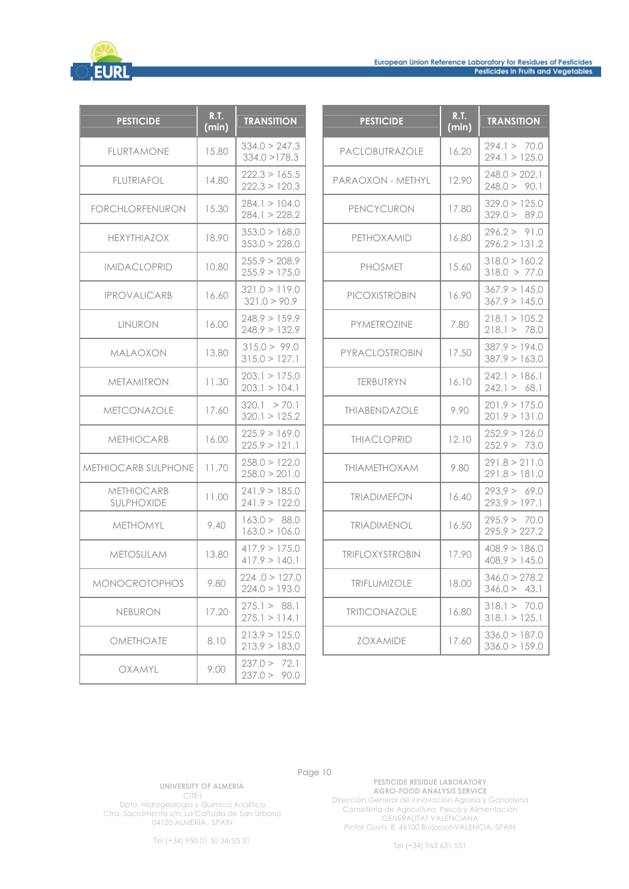| PESTICIDE | R.T. (min) | TRANSITION |
|---|---|---|
| FLURTAMONE | 15.80 | 334.0 > 247.3<br>334.0 >178.3 |
| FLUTRIAFOL | 14.80 | 222.3 > 165.5<br>222.3 > 120.3 |
| FORCHLORFENURON | 15.30 | 284.1 > 104.0<br>284.1 > 228.2 |
| HEXYTHIAZOX | 18.90 | 353.0 > 168.0<br>353.0 > 228.0 |
| IMIDACLOPRID | 10.80 | 255.9 > 208.9<br>255.9 > 175.0 |
| IPROVALICARB | 16.60 | 321.0 > 119.0<br>321.0 > 90.9 |
| LINURON | 16.00 | 248.9 > 159.9<br>248.9 > 132.9 |
| MALAOXON | 13.80 | 315.0 > 99.0<br>315.0 > 127.1 |
| METAMITRON | 11.30 | 203.1 > 175.0<br>203.1 > 104.1 |
| METCONAZOLE | 17.60 | 320.1 > 70.1<br>320.1 > 125.2 |
| METHIOCARB | 16.00 | 225.9 > 169.0<br>225.9 > 121.1 |
| METHIOCARB SULPHONE | 11.70 | 258.0 > 122.0<br>258.0 > 201.0 |
| METHIOCARB SULPHOXIDE | 11.00 | 241.9 > 185.0<br>241.9 > 122.0 |
| METHOMYL | 9.40 | 163.0 > 88.0<br>163.0 > 106.0 |
| METOSULAM | 13.80 | 417.9 > 175.0<br>417.9 > 140.1 |
| MONOCROTOPHOS | 9.80 | 224 .0 > 127.0<br>224.0 > 193.0 |
| NEBURON | 17.20 | 275.1 > 88.1<br>275.1 > 114.1 |
| OMETHOATE | 8.10 | 213.9 > 125.0<br>213.9 > 183.0 |
| OXAMYL | 9.00 | 237.0 > 72.1<br>237.0 > 90.0 |

| PESTICIDE | R.T. (min) | TRANSITION |
|---|---|---|
| PACLOBUTRAZOLE | 16.20 | 294.1 > 70.0<br>294.1 > 125.0 |
| PARAOXON - METHYL | 12.90 | 248.0 > 202.1<br>248.0 > 90.1 |
| PENCYCURON | 17.80 | 329.0 > 125.0<br>329.0 > 89.0 |
| PETHOXAMID | 16.80 | 296.2 > 91.0<br>296.2 > 131.2 |
| PHOSMET | 15.60 | 318.0 > 160.2<br>318.0 > 77.0 |
| PICOXISTROBIN | 16.90 | 367.9 > 145.0<br>367.9 > 145.0 |
| PYMETROZINE | 7.80 | 218.1 > 105.2<br>218.1 > 78.0 |
| PYRACLOSTROBIN | 17.50 | 387.9 > 194.0<br>387.9 > 163.0 |
| TERBUTRYN | 16.10 | 242.1 > 186.1<br>242.1 > 68.1 |
| THIABENDAZOLE | 9.90 | 201.9 > 175.0<br>201.9 > 131.0 |
| THIACLOPRID | 12.10 | 252.9 > 126.0<br>252.9 > 73.0 |
| THIAMETHOXAM | 9.80 | 291.8 > 211.0<br>291.8 > 181.0 |
| TRIADIMEFON | 16.40 | 293.9 > 69.0<br>293.9 > 197.1 |
| TRIADIMENOL | 16.50 | 295.9 > 70.0<br>295.9 > 227.2 |
| TRIFLOXYSTROBIN | 17.90 | 408.9 > 186.0<br>408.9 > 145.0 |
| TRIFLUMIZOLE | 18.00 | 346.0 > 278.2<br>346.0 > 43.1 |
| TRITICONAZOLE | 16.80 | 318.1 > 70.0<br>318.1 > 125.1 |
| ZOXAMIDE | 17.60 | 336.0 > 187.0<br>336.0 > 159.0 |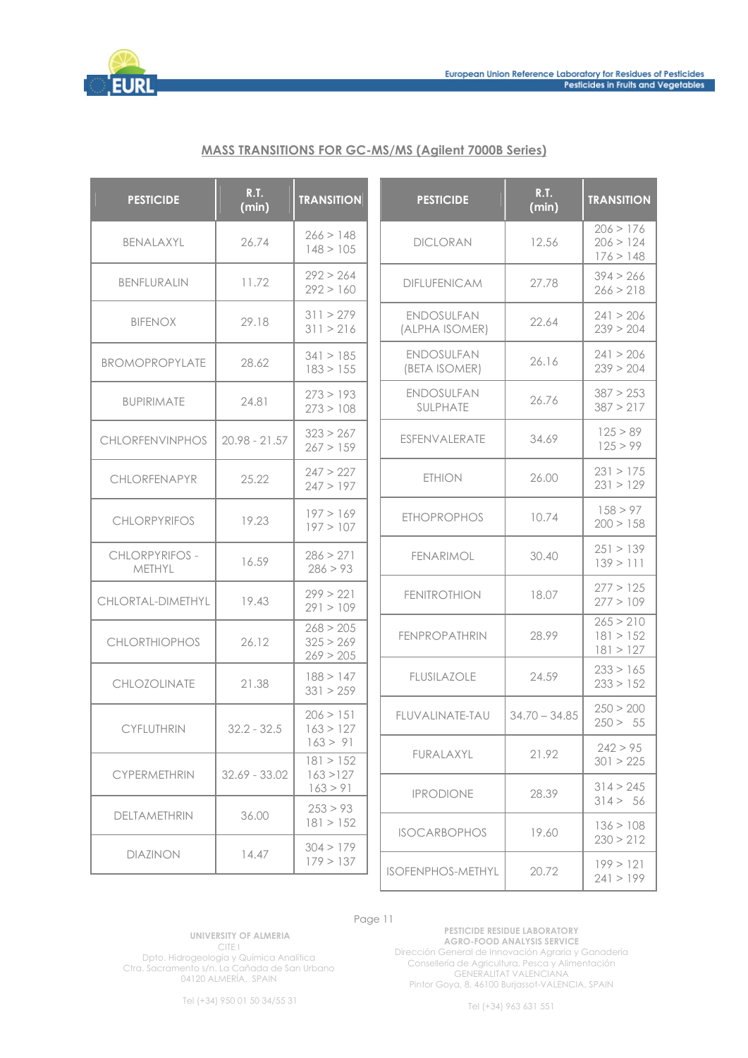## MASS TRANSITIONS FOR GC-MS/MS (Agilent 7000B Series)

| PESTICIDE | R.T. (min) | TRANSITION |
|---|---|---|
| BENALAXYL | 26.74 | 266 > 148<br>148 > 105 |
| BENFLURALIN | 11.72 | 292 > 264<br>292 > 160 |
| BIFENOX | 29.18 | 311 > 279<br>311 > 216 |
| BROMOPROPYLATE | 28.62 | 341 > 185<br>183 > 155 |
| BUPIRIMATE | 24.81 | 273 > 193<br>273 > 108 |
| CHLORFENVINPHOS | 20.98 - 21.57 | 323 > 267<br>267 > 159 |
| CHLORFENAPYR | 25.22 | 247 > 227<br>247 > 197 |
| CHLORPYRIFOS | 19.23 | 197 > 169<br>197 > 107 |
| CHLORPYRIFOS - METHYL | 16.59 | 286 > 271<br>286 > 93 |
| CHLORTAL-DIMETHYL | 19.43 | 299 > 221<br>291 > 109 |
| CHLORTHIOPHOS | 26.12 | 268 > 205<br>325 > 269<br>269 > 205 |
| CHLOZOLINATE | 21.38 | 188 > 147<br>331 > 259 |
| CYFLUTHRIN | 32.2 - 32.5 | 206 > 151<br>163 > 127<br>163 > 91 |
| CYPERMETHRIN | 32.69 - 33.02 | 181 > 152<br>163 >127<br>163 > 91 |
| DELTAMETHRIN | 36.00 | 253 > 93<br>181 > 152 |
| DIAZINON | 14.47 | 304 > 179<br>179 > 137 |
| DICLORAN | 12.56 | 206 > 176<br>206 > 124<br>176 > 148 |
| DIFLUFENICAM | 27.78 | 394 > 266<br>266 > 218 |
| ENDOSULFAN (ALPHA ISOMER) | 22.64 | 241 > 206<br>239 > 204 |
| ENDOSULFAN (BETA ISOMER) | 26.16 | 241 > 206<br>239 > 204 |
| ENDOSULFAN SULPHATE | 26.76 | 387 > 253<br>387 > 217 |
| ESFENVALERATE | 34.69 | 125 > 89<br>125 > 99 |
| ETHION | 26.00 | 231 > 175<br>231 > 129 |
| ETHOPROPHOS | 10.74 | 158 > 97<br>200 > 158 |
| FENARIMOL | 30.40 | 251 > 139<br>139 > 111 |
| FENITROTHION | 18.07 | 277 > 125<br>277 > 109 |
| FENPROPATHRIN | 28.99 | 265 > 210<br>181 > 152<br>181 > 127 |
| FLUSILAZOLE | 24.59 | 233 > 165<br>233 > 152 |
| FLUVALINATE-TAU | 34.70 – 34.85 | 250 > 200<br>250 > 55 |
| FURALAXYL | 21.92 | 242 > 95<br>301 > 225 |
| IPRODIONE | 28.39 | 314 > 245<br>314 > 56 |
| ISOCARBOPHOS | 19.60 | 136 > 108<br>230 > 212 |
| ISOFENPHOS-METHYL | 20.72 | 199 > 121<br>241 > 199 |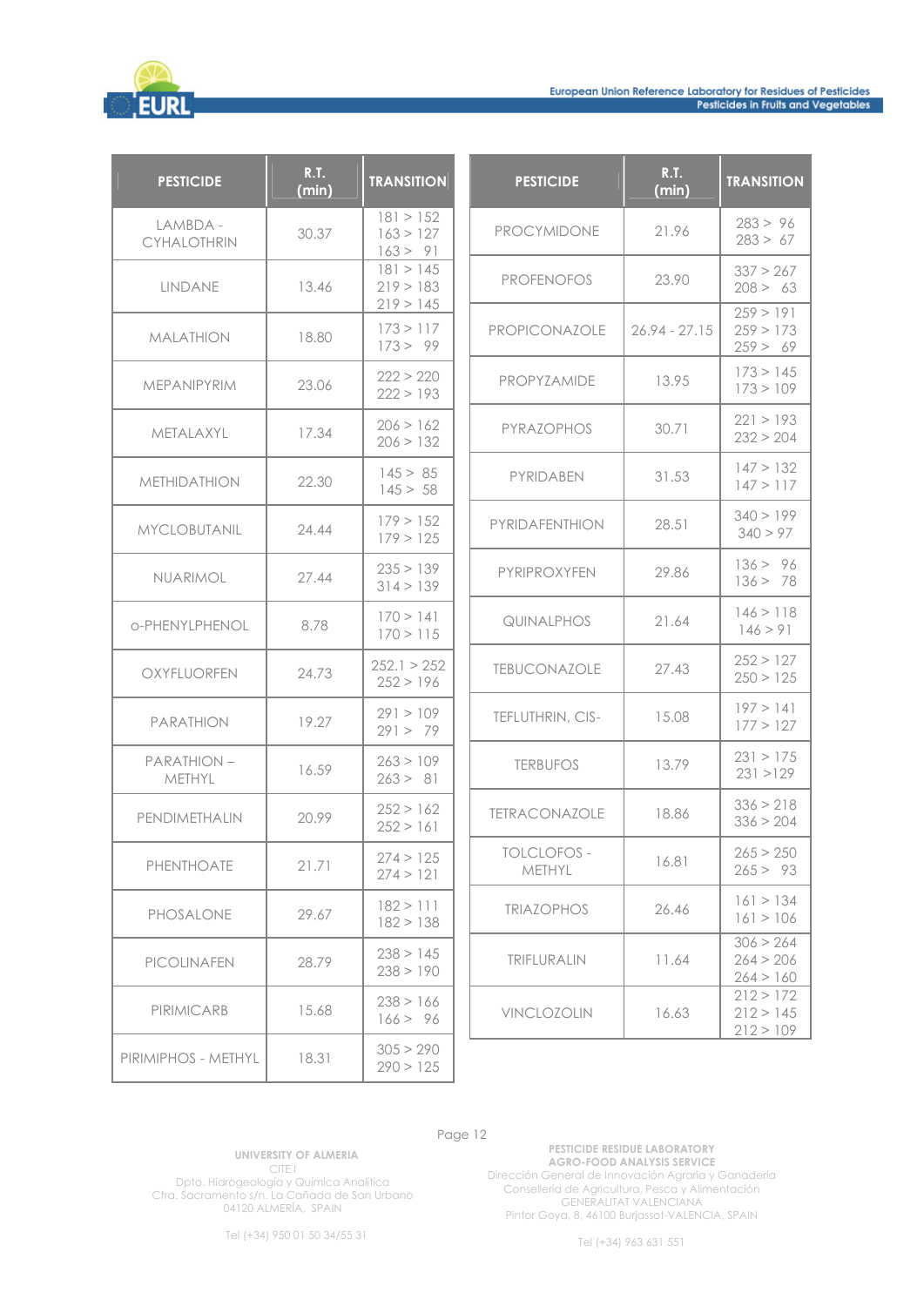| PESTICIDE | R.T. (min) | TRANSITION |
|---|---|---|
| LAMBDA - CYHALOTHRIN | 30.37 | 181 > 152<br>163 > 127<br>163 > 91 |
| LINDANE | 13.46 | 181 > 145<br>219 > 183<br>219 > 145 |
| MALATHION | 18.80 | 173 > 117<br>173 > 99 |
| MEPANIPYRIM | 23.06 | 222 > 220<br>222 > 193 |
| METALAXYL | 17.34 | 206 > 162<br>206 > 132 |
| METHIDATHION | 22.30 | 145 > 85<br>145 > 58 |
| MYCLOBUTANIL | 24.44 | 179 > 152<br>179 > 125 |
| NUARIMOL | 27.44 | 235 > 139<br>314 > 139 |
| o-PHENYLPHENOL | 8.78 | 170 > 141<br>170 > 115 |
| OXYFLUORFEN | 24.73 | 252.1 > 252<br>252 > 196 |
| PARATHION | 19.27 | 291 > 109<br>291 > 79 |
| PARATHION – METHYL | 16.59 | 263 > 109<br>263 > 81 |
| PENDIMETHALIN | 20.99 | 252 > 162<br>252 > 161 |
| PHENTHOATE | 21.71 | 274 > 125<br>274 > 121 |
| PHOSALONE | 29.67 | 182 > 111<br>182 > 138 |
| PICOLINAFEN | 28.79 | 238 > 145<br>238 > 190 |
| PIRIMICARB | 15.68 | 238 > 166<br>166 > 96 |
| PIRIMIPHOS - METHYL | 18.31 | 305 > 290<br>290 > 125 |

| PESTICIDE | R.T. (min) | TRANSITION |
|---|---|---|
| PROCYMIDONE | 21.96 | 283 > 96<br>283 > 67 |
| PROFENOFOS | 23.90 | 337 > 267<br>208 > 63 |
| PROPICONAZOLE | 26.94 - 27.15 | 259 > 191<br>259 > 173<br>259 > 69 |
| PROPYZAMIDE | 13.95 | 173 > 145<br>173 > 109 |
| PYRAZOPHOS | 30.71 | 221 > 193<br>232 > 204 |
| PYRIDABEN | 31.53 | 147 > 132<br>147 > 117 |
| PYRIDAFENTHION | 28.51 | 340 > 199<br>340 > 97 |
| PYRIPROXYFEN | 29.86 | 136 > 96<br>136 > 78 |
| QUINALPHOS | 21.64 | 146 > 118<br>146 > 91 |
| TEBUCONAZOLE | 27.43 | 252 > 127<br>250 > 125 |
| TEFLUTHRIN, CIS- | 15.08 | 197 > 141<br>177 > 127 |
| TERBUFOS | 13.79 | 231 > 175<br>231 >129 |
| TETRACONAZOLE | 18.86 | 336 > 218<br>336 > 204 |
| TOLCLOFOS - METHYL | 16.81 | 265 > 250<br>265 > 93 |
| TRIAZOPHOS | 26.46 | 161 > 134<br>161 > 106 |
| TRIFLURALIN | 11.64 | 306 > 264<br>264 > 206<br>264 > 160 |
| VINCLOZOLIN | 16.63 | 212 > 172<br>212 > 145<br>212 > 109 |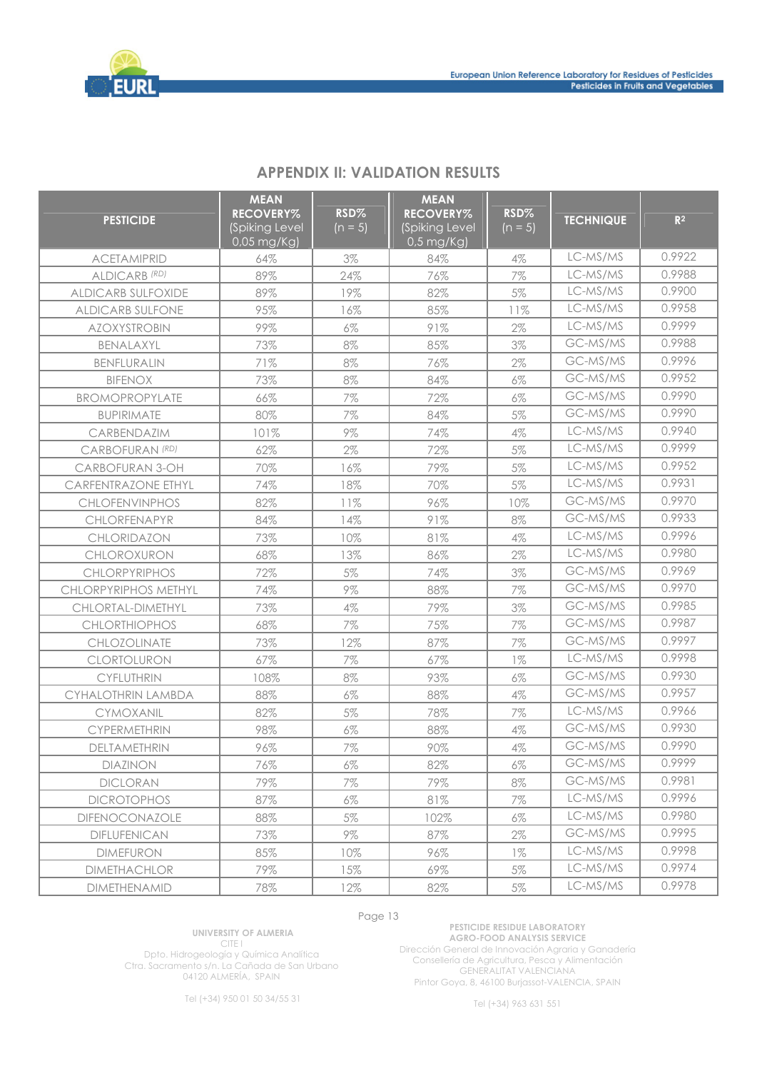## APPENDIX II: VALIDATION RESULTS

| PESTICIDE | MEAN RECOVERY% (Spiking Level 0,05 mg/Kg) | RSD% (n = 5) | MEAN RECOVERY% (Spiking Level 0,5 mg/Kg) | RSD% (n = 5) | TECHNIQUE | $R^2$ |
|---|---|---|---|---|---|---|
| ACETAMIPRID | 64% | 3% | 84% | 4% | LC-MS/MS | 0.9922 |
| ALDICARB (RD) | 89% | 24% | 76% | 7% | LC-MS/MS | 0.9988 |
| ALDICARB SULFOXIDE | 89% | 19% | 82% | 5% | LC-MS/MS | 0.9900 |
| ALDICARB SULFONE | 95% | 16% | 85% | 11% | LC-MS/MS | 0.9958 |
| AZOXYSTROBIN | 99% | 6% | 91% | 2% | LC-MS/MS | 0.9999 |
| BENALAXYL | 73% | 8% | 85% | 3% | GC-MS/MS | 0.9988 |
| BENFLURALIN | 71% | 8% | 76% | 2% | GC-MS/MS | 0.9996 |
| BIFENOX | 73% | 8% | 84% | 6% | GC-MS/MS | 0.9952 |
| BROMOPROPYLATE | 66% | 7% | 72% | 6% | GC-MS/MS | 0.9990 |
| BUPIRIMATE | 80% | 7% | 84% | 5% | GC-MS/MS | 0.9990 |
| CARBENDAZIM | 101% | 9% | 74% | 4% | LC-MS/MS | 0.9940 |
| CARBOFURAN (RD) | 62% | 2% | 72% | 5% | LC-MS/MS | 0.9999 |
| CARBOFURAN 3-OH | 70% | 16% | 79% | 5% | LC-MS/MS | 0.9952 |
| CARFENTRAZONE ETHYL | 74% | 18% | 70% | 5% | LC-MS/MS | 0.9931 |
| CHLOFENVINPHOS | 82% | 11% | 96% | 10% | GC-MS/MS | 0.9970 |
| CHLORFENAPYR | 84% | 14% | 91% | 8% | GC-MS/MS | 0.9933 |
| CHLORIDAZON | 73% | 10% | 81% | 4% | LC-MS/MS | 0.9996 |
| CHLOROXURON | 68% | 13% | 86% | 2% | LC-MS/MS | 0.9980 |
| CHLORPYRIPHOS | 72% | 5% | 74% | 3% | GC-MS/MS | 0.9969 |
| CHLORPYRIPHOS METHYL | 74% | 9% | 88% | 7% | GC-MS/MS | 0.9970 |
| CHLORTAL-DIMETHYL | 73% | 4% | 79% | 3% | GC-MS/MS | 0.9985 |
| CHLORTHIOPHOS | 68% | 7% | 75% | 7% | GC-MS/MS | 0.9987 |
| CHLOZOLINATE | 73% | 12% | 87% | 7% | GC-MS/MS | 0.9997 |
| CLORTOLURON | 67% | 7% | 67% | 1% | LC-MS/MS | 0.9998 |
| CYFLUTHRIN | 108% | 8% | 93% | 6% | GC-MS/MS | 0.9930 |
| CYHALOTHRIN LAMBDA | 88% | 6% | 88% | 4% | GC-MS/MS | 0.9957 |
| CYMOXANIL | 82% | 5% | 78% | 7% | LC-MS/MS | 0.9966 |
| CYPERMETHRIN | 98% | 6% | 88% | 4% | GC-MS/MS | 0.9930 |
| DELTAMETHRIN | 96% | 7% | 90% | 4% | GC-MS/MS | 0.9990 |
| DIAZINON | 76% | 6% | 82% | 6% | GC-MS/MS | 0.9999 |
| DICLORAN | 79% | 7% | 79% | 8% | GC-MS/MS | 0.9981 |
| DICROTOPHOS | 87% | 6% | 81% | 7% | LC-MS/MS | 0.9996 |
| DIFENOCONAZOLE | 88% | 5% | 102% | 6% | LC-MS/MS | 0.9980 |
| DIFLUFENICAN | 73% | 9% | 87% | 2% | GC-MS/MS | 0.9995 |
| DIMEFURON | 85% | 10% | 96% | 1% | LC-MS/MS | 0.9998 |
| DIMETHACHLOR | 79% | 15% | 69% | 5% | LC-MS/MS | 0.9974 |
| DIMETHENAMID | 78% | 12% | 82% | 5% | LC-MS/MS | 0.9978 |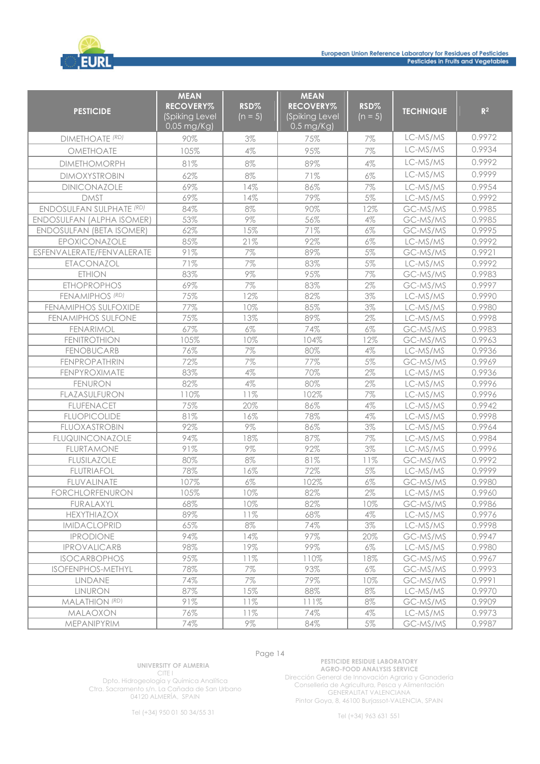| PESTICIDE | MEAN RECOVERY% (Spiking Level 0,05 mg/Kg) | RSD% (n = 5) | MEAN RECOVERY% (Spiking Level 0,5 mg/Kg) | RSD% (n = 5) | TECHNIQUE | $R^2$ |
|---|---|---|---|---|---|---|
| DIMETHOATE *(RD)* | 90% | 3% | 75% | 7% | LC-MS/MS | 0.9972 |
| OMETHOATE | 105% | 4% | 95% | 7% | LC-MS/MS | 0.9934 |
| DIMETHOMORPH | 81% | 8% | 89% | 4% | LC-MS/MS | 0.9992 |
| DIMOXYSTROBIN | 62% | 8% | 71% | 6% | LC-MS/MS | 0.9999 |
| DINICONAZOLE | 69% | 14% | 86% | 7% | LC-MS/MS | 0.9954 |
| DMST | 69% | 14% | 79% | 5% | LC-MS/MS | 0.9992 |
| ENDOSULFAN SULPHATE *(RD)* | 84% | 8% | 90% | 12% | GC-MS/MS | 0.9985 |
| ENDOSULFAN (ALPHA ISOMER) | 53% | 9% | 56% | 4% | GC-MS/MS | 0.9985 |
| ENDOSULFAN (BETA ISOMER) | 62% | 15% | 71% | 6% | GC-MS/MS | 0.9995 |
| EPOXICONAZOLE | 85% | 21% | 92% | 6% | LC-MS/MS | 0.9992 |
| ESFENVALERATE/FENVALERATE | 91% | 7% | 89% | 5% | GC-MS/MS | 0.9921 |
| ETACONAZOL | 71% | 7% | 83% | 5% | LC-MS/MS | 0.9992 |
| ETHION | 83% | 9% | 95% | 7% | GC-MS/MS | 0.9983 |
| ETHOPROPHOS | 69% | 7% | 83% | 2% | GC-MS/MS | 0.9997 |
| FENAMIPHOS *(RD)* | 75% | 12% | 82% | 3% | LC-MS/MS | 0.9990 |
| FENAMIPHOS SULFOXIDE | 77% | 10% | 85% | 3% | LC-MS/MS | 0.9980 |
| FENAMIPHOS SULFONE | 75% | 13% | 89% | 2% | LC-MS/MS | 0.9998 |
| FENARIMOL | 67% | 6% | 74% | 6% | GC-MS/MS | 0.9983 |
| FENITROTHION | 105% | 10% | 104% | 12% | GC-MS/MS | 0.9963 |
| FENOBUCARB | 76% | 7% | 80% | 4% | LC-MS/MS | 0.9936 |
| FENPROPATHRIN | 72% | 7% | 77% | 5% | GC-MS/MS | 0.9969 |
| FENPYROXIMATE | 83% | 4% | 70% | 2% | LC-MS/MS | 0.9936 |
| FENURON | 82% | 4% | 80% | 2% | LC-MS/MS | 0.9996 |
| FLAZASULFURON | 110% | 11% | 102% | 7% | LC-MS/MS | 0.9996 |
| FLUFENACET | 75% | 20% | 86% | 4% | LC-MS/MS | 0.9942 |
| FLUOPICOLIDE | 81% | 16% | 78% | 4% | LC-MS/MS | 0.9998 |
| FLUOXASTROBIN | 92% | 9% | 86% | 3% | LC-MS/MS | 0.9964 |
| FLUQUINCONAZOLE | 94% | 18% | 87% | 7% | LC-MS/MS | 0.9984 |
| FLURTAMONE | 91% | 9% | 92% | 3% | LC-MS/MS | 0.9996 |
| FLUSILAZOLE | 80% | 8% | 81% | 11% | GC-MS/MS | 0.9992 |
| FLUTRIAFOL | 78% | 16% | 72% | 5% | LC-MS/MS | 0.9999 |
| FLUVALINATE | 107% | 6% | 102% | 6% | GC-MS/MS | 0.9980 |
| FORCHLORFENURON | 105% | 10% | 82% | 2% | LC-MS/MS | 0.9960 |
| FURALAXYL | 68% | 10% | 82% | 10% | GC-MS/MS | 0.9986 |
| HEXYTHIAZOX | 89% | 11% | 68% | 4% | LC-MS/MS | 0.9976 |
| IMIDACLOPRID | 65% | 8% | 74% | 3% | LC-MS/MS | 0.9998 |
| IPRODIONE | 94% | 14% | 97% | 20% | GC-MS/MS | 0.9947 |
| IPROVALICARB | 98% | 19% | 99% | 6% | LC-MS/MS | 0.9980 |
| ISOCARBOPHOS | 95% | 11% | 110% | 18% | GC-MS/MS | 0.9967 |
| ISOFENPHOS-METHYL | 78% | 7% | 93% | 6% | GC-MS/MS | 0.9993 |
| LINDANE | 74% | 7% | 79% | 10% | GC-MS/MS | 0.9991 |
| LINURON | 87% | 15% | 88% | 8% | LC-MS/MS | 0.9970 |
| MALATHION *(RD)* | 91% | 11% | 111% | 8% | GC-MS/MS | 0.9909 |
| MALAOXON | 76% | 11% | 74% | 4% | LC-MS/MS | 0.9973 |
| MEPANIPYRIM | 74% | 9% | 84% | 5% | GC-MS/MS | 0.9987 |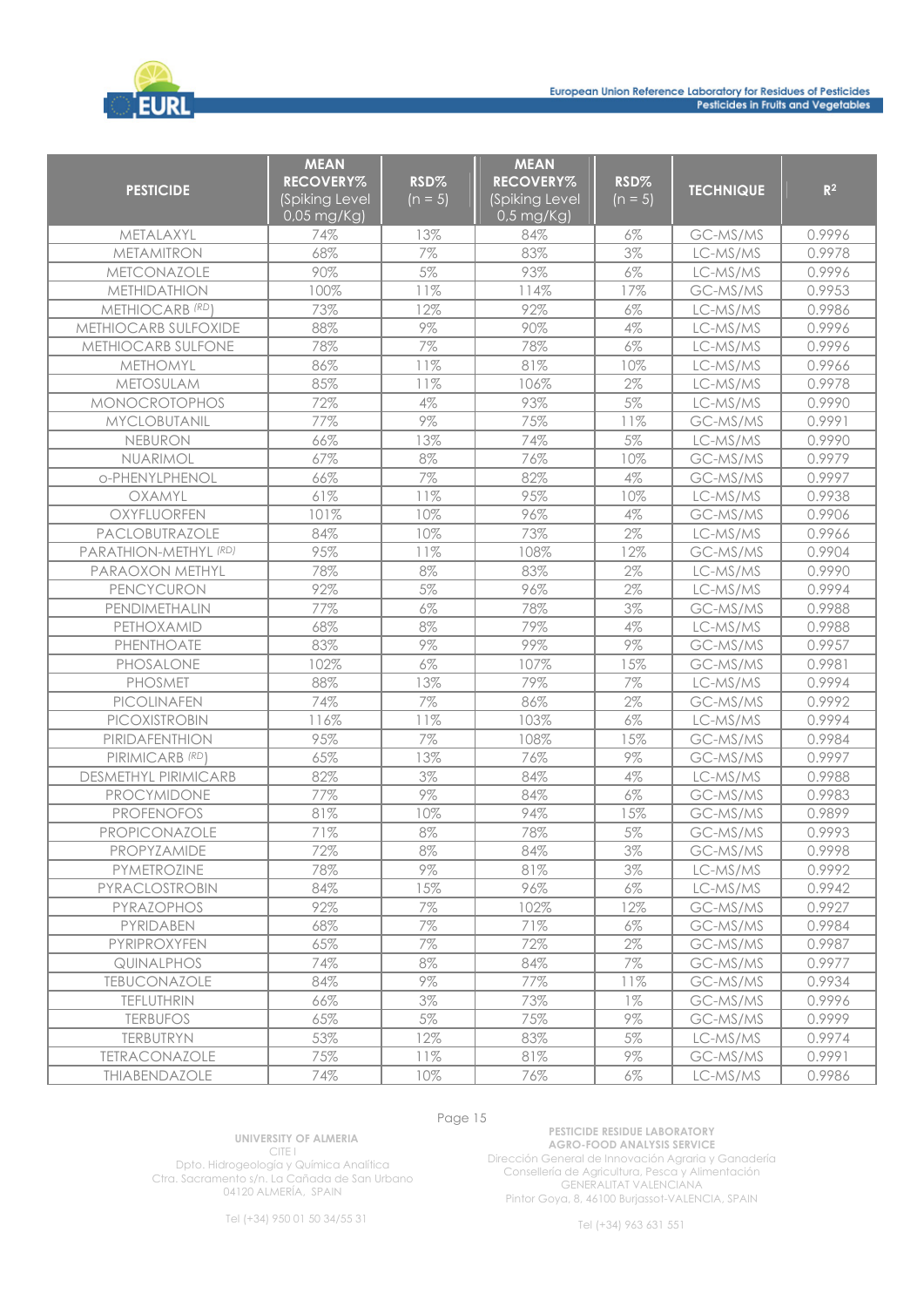| PESTICIDE | MEAN RECOVERY% (Spiking Level 0,05 mg/Kg) | RSD% (n = 5) | MEAN RECOVERY% (Spiking Level 0,5 mg/Kg) | RSD% (n = 5) | TECHNIQUE | $R^2$ |
|---|---|---|---|---|---|---|
| METALAXYL | 74% | 13% | 84% | 6% | GC-MS/MS | 0.9996 |
| METAMITRON | 68% | 7% | 83% | 3% | LC-MS/MS | 0.9978 |
| METCONAZOLE | 90% | 5% | 93% | 6% | LC-MS/MS | 0.9996 |
| METHIDATHION | 100% | 11% | 114% | 17% | GC-MS/MS | 0.9953 |
| METHIOCARB *(RD)* | 73% | 12% | 92% | 6% | LC-MS/MS | 0.9986 |
| METHIOCARB SULFOXIDE | 88% | 9% | 90% | 4% | LC-MS/MS | 0.9996 |
| METHIOCARB SULFONE | 78% | 7% | 78% | 6% | LC-MS/MS | 0.9996 |
| METHOMYL | 86% | 11% | 81% | 10% | LC-MS/MS | 0.9966 |
| METOSULAM | 85% | 11% | 106% | 2% | LC-MS/MS | 0.9978 |
| MONOCROTOPHOS | 72% | 4% | 93% | 5% | LC-MS/MS | 0.9990 |
| MYCLOBUTANIL | 77% | 9% | 75% | 11% | GC-MS/MS | 0.9991 |
| NEBURON | 66% | 13% | 74% | 5% | LC-MS/MS | 0.9990 |
| NUARIMOL | 67% | 8% | 76% | 10% | GC-MS/MS | 0.9979 |
| o-PHENYLPHENOL | 66% | 7% | 82% | 4% | GC-MS/MS | 0.9997 |
| OXAMYL | 61% | 11% | 95% | 10% | LC-MS/MS | 0.9938 |
| OXYFLUORFEN | 101% | 10% | 96% | 4% | GC-MS/MS | 0.9906 |
| PACLOBUTRAZOLE | 84% | 10% | 73% | 2% | LC-MS/MS | 0.9966 |
| PARATHION-METHYL *(RD)* | 95% | 11% | 108% | 12% | GC-MS/MS | 0.9904 |
| PARAOXON METHYL | 78% | 8% | 83% | 2% | LC-MS/MS | 0.9990 |
| PENCYCURON | 92% | 5% | 96% | 2% | LC-MS/MS | 0.9994 |
| PENDIMETHALIN | 77% | 6% | 78% | 3% | GC-MS/MS | 0.9988 |
| PETHOXAMID | 68% | 8% | 79% | 4% | LC-MS/MS | 0.9988 |
| PHENTHOATE | 83% | 9% | 99% | 9% | GC-MS/MS | 0.9957 |
| PHOSALONE | 102% | 6% | 107% | 15% | GC-MS/MS | 0.9981 |
| PHOSMET | 88% | 13% | 79% | 7% | LC-MS/MS | 0.9994 |
| PICOLINAFEN | 74% | 7% | 86% | 2% | GC-MS/MS | 0.9992 |
| PICOXISTROBIN | 116% | 11% | 103% | 6% | LC-MS/MS | 0.9994 |
| PIRIDAFENTHION | 95% | 7% | 108% | 15% | GC-MS/MS | 0.9984 |
| PIRIMICARB *(RD)* | 65% | 13% | 76% | 9% | GC-MS/MS | 0.9997 |
| DESMETHYL PIRIMICARB | 82% | 3% | 84% | 4% | LC-MS/MS | 0.9988 |
| PROCYMIDONE | 77% | 9% | 84% | 6% | GC-MS/MS | 0.9983 |
| PROFENOFOS | 81% | 10% | 94% | 15% | GC-MS/MS | 0.9899 |
| PROPICONAZOLE | 71% | 8% | 78% | 5% | GC-MS/MS | 0.9993 |
| PROPYZAMIDE | 72% | 8% | 84% | 3% | GC-MS/MS | 0.9998 |
| PYMETROZINE | 78% | 9% | 81% | 3% | LC-MS/MS | 0.9992 |
| PYRACLOSTROBIN | 84% | 15% | 96% | 6% | LC-MS/MS | 0.9942 |
| PYRAZOPHOS | 92% | 7% | 102% | 12% | GC-MS/MS | 0.9927 |
| PYRIDABEN | 68% | 7% | 71% | 6% | GC-MS/MS | 0.9984 |
| PYRIPROXYFEN | 65% | 7% | 72% | 2% | GC-MS/MS | 0.9987 |
| QUINALPHOS | 74% | 8% | 84% | 7% | GC-MS/MS | 0.9977 |
| TEBUCONAZOLE | 84% | 9% | 77% | 11% | GC-MS/MS | 0.9934 |
| TEFLUTHRIN | 66% | 3% | 73% | 1% | GC-MS/MS | 0.9996 |
| TERBUFOS | 65% | 5% | 75% | 9% | GC-MS/MS | 0.9999 |
| TERBUTRYN | 53% | 12% | 83% | 5% | LC-MS/MS | 0.9974 |
| TETRACONAZOLE | 75% | 11% | 81% | 9% | GC-MS/MS | 0.9991 |
| THIABENDAZOLE | 74% | 10% | 76% | 6% | LC-MS/MS | 0.9986 |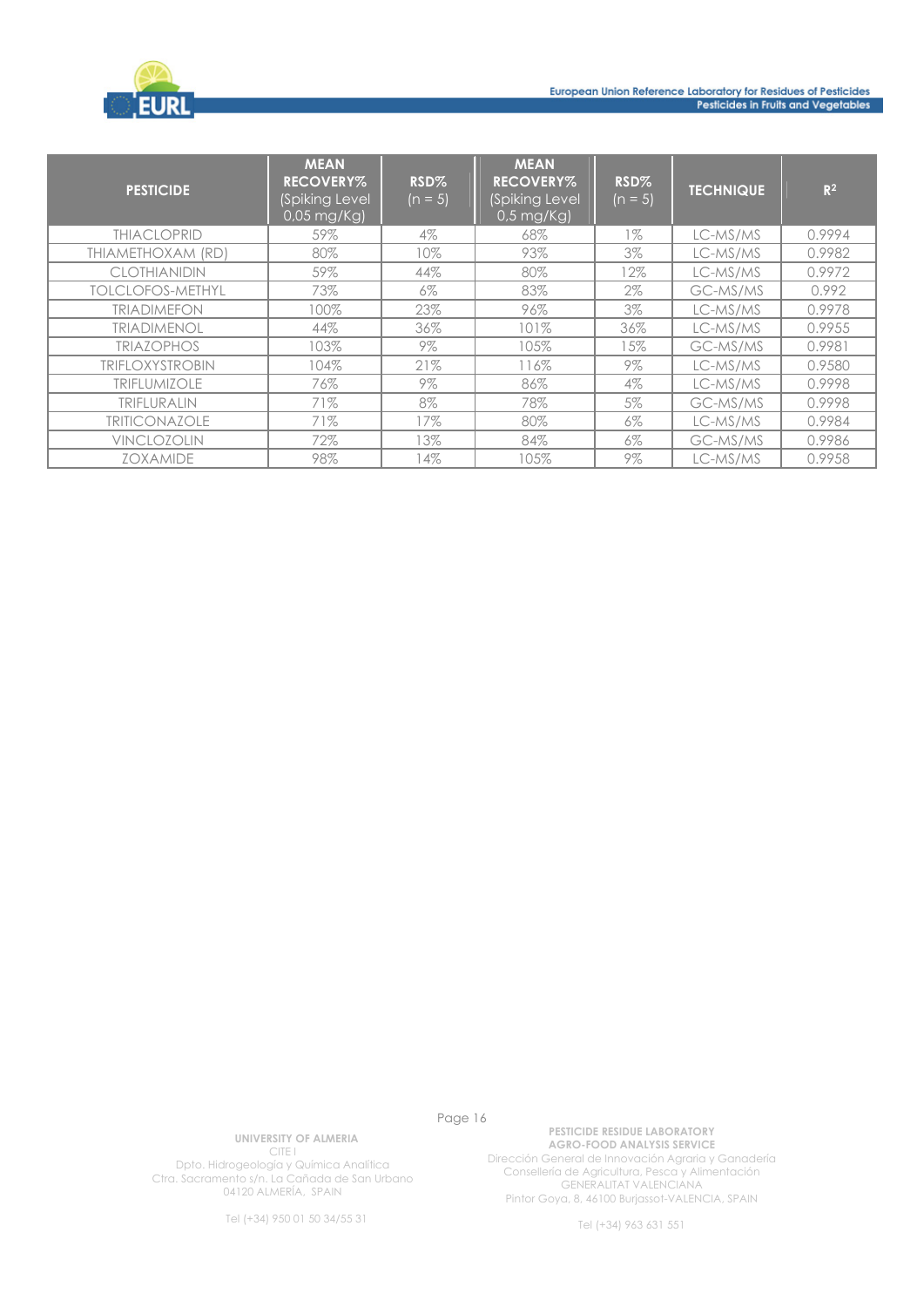| PESTICIDE | MEAN RECOVERY% (Spiking Level 0,05 mg/Kg) | RSD% (n = 5) | MEAN RECOVERY% (Spiking Level 0,5 mg/Kg) | RSD% (n = 5) | TECHNIQUE | $R^2$ |
|---|---|---|---|---|---|---|
| THIACLOPRID | 59% | 4% | 68% | 1% | LC-MS/MS | 0.9994 |
| THIAMETHOXAM (RD) | 80% | 10% | 93% | 3% | LC-MS/MS | 0.9982 |
| CLOTHIANIDIN | 59% | 44% | 80% | 12% | LC-MS/MS | 0.9972 |
| TOLCLOFOS-METHYL | 73% | 6% | 83% | 2% | GC-MS/MS | 0.992 |
| TRIADIMEFON | 100% | 23% | 96% | 3% | LC-MS/MS | 0.9978 |
| TRIADIMENOL | 44% | 36% | 101% | 36% | LC-MS/MS | 0.9955 |
| TRIAZOPHOS | 103% | 9% | 105% | 15% | GC-MS/MS | 0.9981 |
| TRIFLOXYSTROBIN | 104% | 21% | 116% | 9% | LC-MS/MS | 0.9580 |
| TRIFLUMIZOLE | 76% | 9% | 86% | 4% | LC-MS/MS | 0.9998 |
| TRIFLURALIN | 71% | 8% | 78% | 5% | GC-MS/MS | 0.9998 |
| TRITICONAZOLE | 71% | 17% | 80% | 6% | LC-MS/MS | 0.9984 |
| VINCLOZOLIN | 72% | 13% | 84% | 6% | GC-MS/MS | 0.9986 |
| ZOXAMIDE | 98% | 14% | 105% | 9% | LC-MS/MS | 0.9958 |